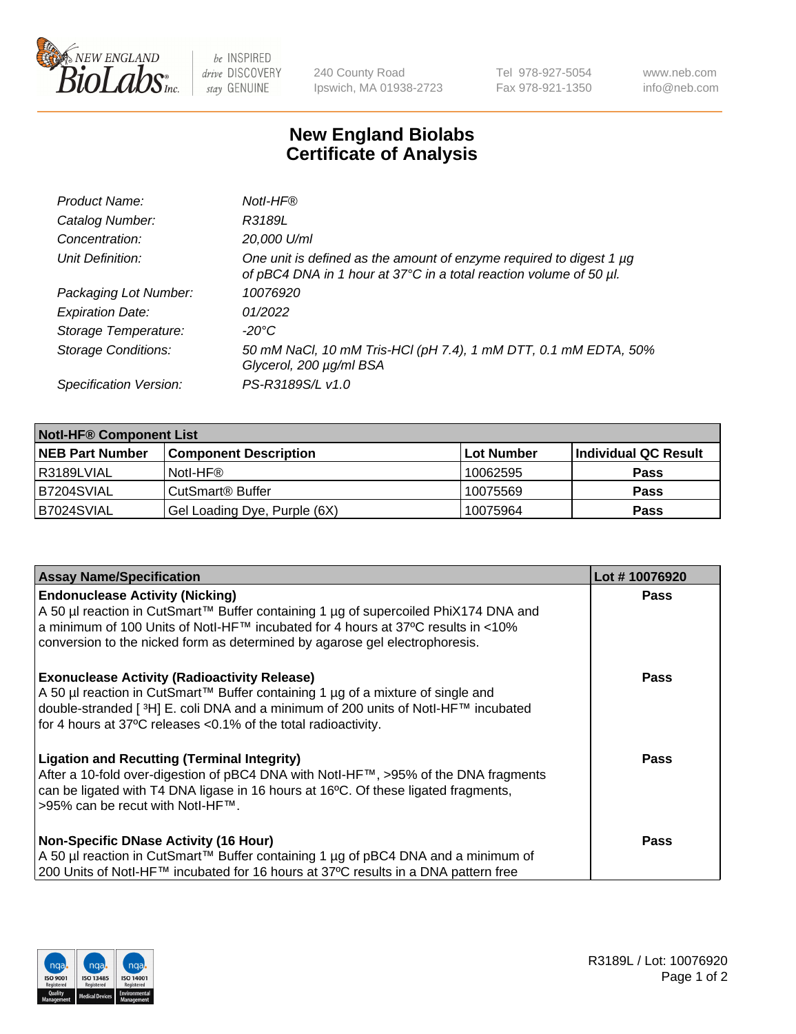New England BioLabs Inc. — be INSPIRED drive DISCOVERY stay GENUINE

240 County Road
Ipswich, MA 01938-2723

Tel 978-927-5054
Fax 978-921-1350

www.neb.com
info@neb.com

# New England Biolabs Certificate of Analysis

| | |
|---|---|
| *Product Name:* | *NotI-HF®* |
| *Catalog Number:* | *R3189L* |
| *Concentration:* | *20,000 U/ml* |
| *Unit Definition:* | *One unit is defined as the amount of enzyme required to digest 1 µg of pBC4 DNA in 1 hour at 37°C in a total reaction volume of 50 µl.* |
| *Packaging Lot Number:* | *10076920* |
| *Expiration Date:* | *01/2022* |
| *Storage Temperature:* | *-20°C* |
| *Storage Conditions:* | *50 mM NaCl, 10 mM Tris-HCl (pH 7.4), 1 mM DTT, 0.1 mM EDTA, 50% Glycerol, 200 µg/ml BSA* |
| *Specification Version:* | *PS-R3189S/L v1.0* |

| **NotI-HF® Component List** | | | |
|---|---|---|---|
| **NEB Part Number** | **Component Description** | **Lot Number** | **Individual QC Result** |
| R3189LVIAL | NotI-HF® | 10062595 | **Pass** |
| B7204SVIAL | CutSmart® Buffer | 10075569 | **Pass** |
| B7024SVIAL | Gel Loading Dye, Purple (6X) | 10075964 | **Pass** |

| **Assay Name/Specification** | **Lot # 10076920** |
|---|---|
| **Endonuclease Activity (Nicking)**<br>A 50 µl reaction in CutSmart™ Buffer containing 1 µg of supercoiled PhiX174 DNA and a minimum of 100 Units of NotI-HF™ incubated for 4 hours at 37ºC results in <10% conversion to the nicked form as determined by agarose gel electrophoresis. | **Pass** |
| **Exonuclease Activity (Radioactivity Release)**<br>A 50 µl reaction in CutSmart™ Buffer containing 1 µg of a mixture of single and double-stranded [ $^{3}$H] E. coli DNA and a minimum of 200 units of NotI-HF™ incubated for 4 hours at 37ºC releases <0.1% of the total radioactivity. | **Pass** |
| **Ligation and Recutting (Terminal Integrity)**<br>After a 10-fold over-digestion of pBC4 DNA with NotI-HF™, >95% of the DNA fragments can be ligated with T4 DNA ligase in 16 hours at 16ºC. Of these ligated fragments, >95% can be recut with NotI-HF™. | **Pass** |
| **Non-Specific DNase Activity (16 Hour)**<br>A 50 µl reaction in CutSmart™ Buffer containing 1 µg of pBC4 DNA and a minimum of 200 Units of NotI-HF™ incubated for 16 hours at 37ºC results in a DNA pattern free | **Pass** |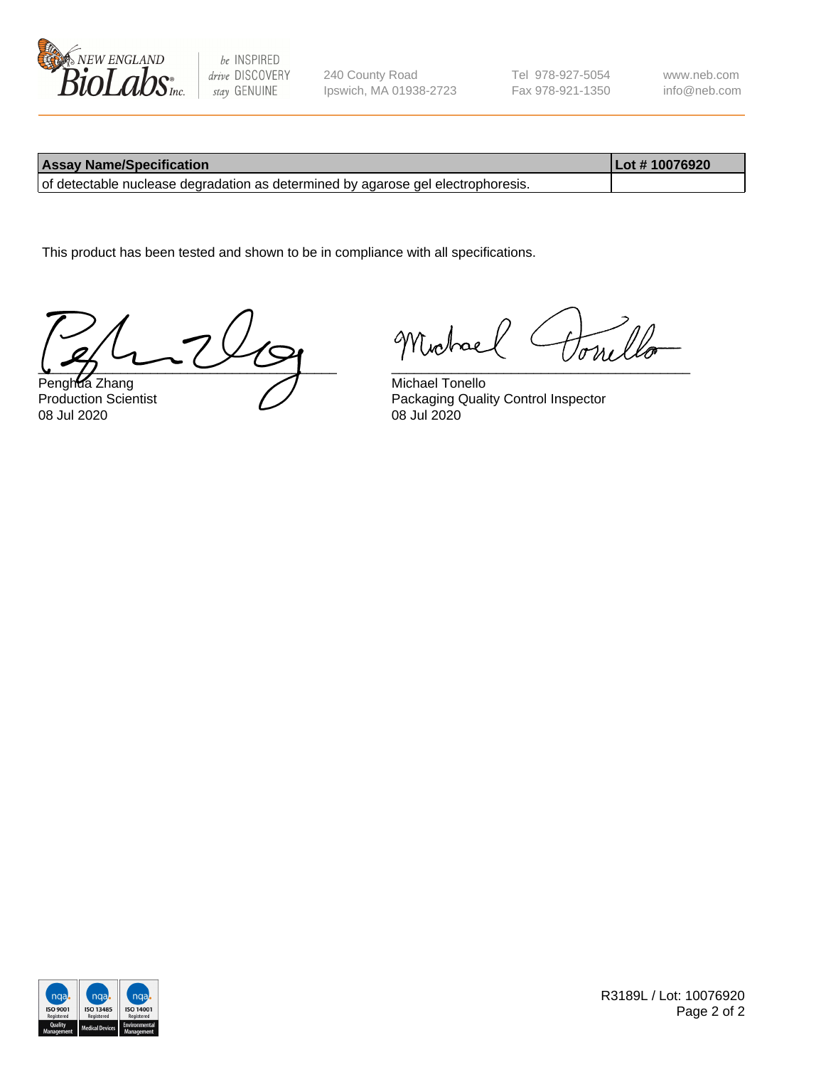| Assay Name/Specification | Lot # 10076920 |
| --- | --- |
| of detectable nuclease degradation as determined by agarose gel electrophoresis. | |

This product has been tested and shown to be in compliance with all specifications.

Penghua Zhang
Production Scientist
08 Jul 2020

Michael Tonello
Packaging Quality Control Inspector
08 Jul 2020

R3189L / Lot: 10076920